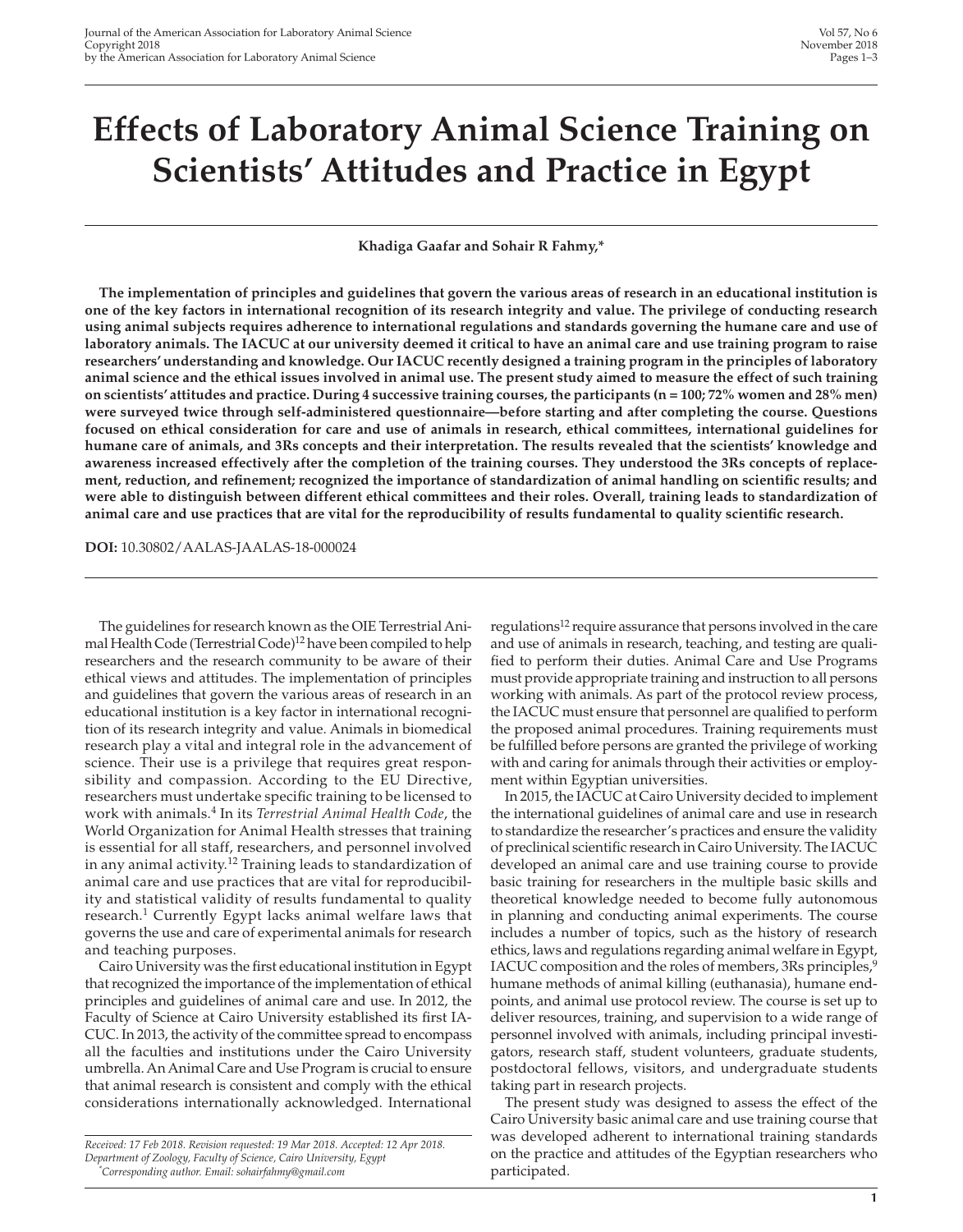# Effects of Laboratory Animal Science Training on Scientists' Attitudes and Practice in Egypt

**Khadiga Gaafar and Sohair R Fahmy,***

**The implementation of principles and guidelines that govern the various areas of research in an educational institution is one of the key factors in international recognition of its research integrity and value. The privilege of conducting research using animal subjects requires adherence to international regulations and standards governing the humane care and use of laboratory animals. The IACUC at our university deemed it critical to have an animal care and use training program to raise researchers' understanding and knowledge. Our IACUC recently designed a training program in the principles of laboratory animal science and the ethical issues involved in animal use. The present study aimed to measure the effect of such training on scientists' attitudes and practice. During 4 successive training courses, the participants (n = 100; 72% women and 28% men) were surveyed twice through self-administered questionnaire—before starting and after completing the course. Questions focused on ethical consideration for care and use of animals in research, ethical committees, international guidelines for humane care of animals, and 3Rs concepts and their interpretation. The results revealed that the scientists' knowledge and awareness increased effectively after the completion of the training courses. They understood the 3Rs concepts of replacement, reduction, and refinement; recognized the importance of standardization of animal handling on scientific results; and were able to distinguish between different ethical committees and their roles. Overall, training leads to standardization of animal care and use practices that are vital for the reproducibility of results fundamental to quality scientific research.**

**DOI:** 10.30802/AALAS-JAALAS-18-000024

The guidelines for research known as the OIE Terrestrial Animal Health Code (Terrestrial Code)[12] have been compiled to help researchers and the research community to be aware of their ethical views and attitudes. The implementation of principles and guidelines that govern the various areas of research in an educational institution is a key factor in international recognition of its research integrity and value. Animals in biomedical research play a vital and integral role in the advancement of science. Their use is a privilege that requires great responsibility and compassion. According to the EU Directive, researchers must undertake specific training to be licensed to work with animals.[4] In its *Terrestrial Animal Health Code*, the World Organization for Animal Health stresses that training is essential for all staff, researchers, and personnel involved in any animal activity.[12] Training leads to standardization of animal care and use practices that are vital for reproducibility and statistical validity of results fundamental to quality research.[1] Currently Egypt lacks animal welfare laws that governs the use and care of experimental animals for research and teaching purposes.

Cairo University was the first educational institution in Egypt that recognized the importance of the implementation of ethical principles and guidelines of animal care and use. In 2012, the Faculty of Science at Cairo University established its first IACUC. In 2013, the activity of the committee spread to encompass all the faculties and institutions under the Cairo University umbrella. An Animal Care and Use Program is crucial to ensure that animal research is consistent and comply with the ethical considerations internationally acknowledged. International regulations[12] require assurance that persons involved in the care and use of animals in research, teaching, and testing are qualified to perform their duties. Animal Care and Use Programs must provide appropriate training and instruction to all persons working with animals. As part of the protocol review process, the IACUC must ensure that personnel are qualified to perform the proposed animal procedures. Training requirements must be fulfilled before persons are granted the privilege of working with and caring for animals through their activities or employment within Egyptian universities.

In 2015, the IACUC at Cairo University decided to implement the international guidelines of animal care and use in research to standardize the researcher's practices and ensure the validity of preclinical scientific research in Cairo University. The IACUC developed an animal care and use training course to provide basic training for researchers in the multiple basic skills and theoretical knowledge needed to become fully autonomous in planning and conducting animal experiments. The course includes a number of topics, such as the history of research ethics, laws and regulations regarding animal welfare in Egypt, IACUC composition and the roles of members, 3Rs principles,[9] humane methods of animal killing (euthanasia), humane endpoints, and animal use protocol review. The course is set up to deliver resources, training, and supervision to a wide range of personnel involved with animals, including principal investigators, research staff, student volunteers, graduate students, postdoctoral fellows, visitors, and undergraduate students taking part in research projects.

The present study was designed to assess the effect of the Cairo University basic animal care and use training course that was developed adherent to international training standards on the practice and attitudes of the Egyptian researchers who participated.

*Received: 17 Feb 2018. Revision requested: 19 Mar 2018. Accepted: 12 Apr 2018.*
*Department of Zoology, Faculty of Science, Cairo University, Egypt*
*\*Corresponding author. Email: sohairfahmy@gmail.com*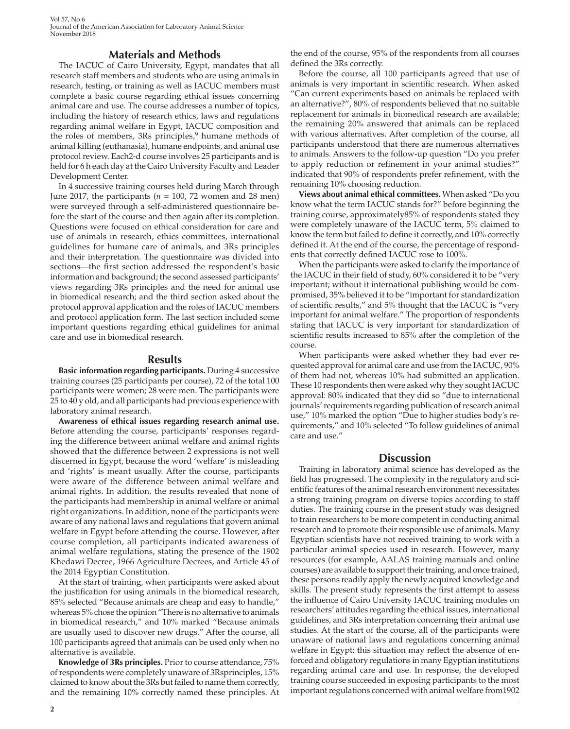## Materials and Methods

The IACUC of Cairo University, Egypt, mandates that all research staff members and students who are using animals in research, testing, or training as well as IACUC members must complete a basic course regarding ethical issues concerning animal care and use. The course addresses a number of topics, including the history of research ethics, laws and regulations regarding animal welfare in Egypt, IACUC composition and the roles of members, 3Rs principles,[9] humane methods of animal killing (euthanasia), humane endpoints, and animal use protocol review. Each2-d course involves 25 participants and is held for 6 h each day at the Cairo University Faculty and Leader Development Center.

In 4 successive training courses held during March through June 2017, the participants (*n* = 100, 72 women and 28 men) were surveyed through a self-administered questionnaire before the start of the course and then again after its completion. Questions were focused on ethical consideration for care and use of animals in research, ethics committees, international guidelines for humane care of animals, and 3Rs principles and their interpretation. The questionnaire was divided into sections—the first section addressed the respondent's basic information and background; the second assessed participants' views regarding 3Rs principles and the need for animal use in biomedical research; and the third section asked about the protocol approval application and the roles of IACUC members and protocol application form. The last section included some important questions regarding ethical guidelines for animal care and use in biomedical research.

## Results

**Basic information regarding participants.** During 4 successive training courses (25 participants per course), 72 of the total 100 participants were women; 28 were men. The participants were 25 to 40 y old, and all participants had previous experience with laboratory animal research.

**Awareness of ethical issues regarding research animal use.** Before attending the course, participants' responses regarding the difference between animal welfare and animal rights showed that the difference between 2 expressions is not well discerned in Egypt, because the word 'welfare' is misleading and 'rights' is meant usually. After the course, participants were aware of the difference between animal welfare and animal rights. In addition, the results revealed that none of the participants had membership in animal welfare or animal right organizations. In addition, none of the participants were aware of any national laws and regulations that govern animal welfare in Egypt before attending the course. However, after course completion, all participants indicated awareness of animal welfare regulations, stating the presence of the 1902 Khedawi Decree, 1966 Agriculture Decrees, and Article 45 of the 2014 Egyptian Constitution.

At the start of training, when participants were asked about the justification for using animals in the biomedical research, 85% selected "Because animals are cheap and easy to handle," whereas 5% chose the opinion "There is no alternative to animals in biomedical research," and 10% marked "Because animals are usually used to discover new drugs." After the course, all 100 participants agreed that animals can be used only when no alternative is available.

**Knowledge of 3Rs principles.** Prior to course attendance, 75% of respondents were completely unaware of 3Rsprinciples, 15% claimed to know about the 3Rs but failed to name them correctly, and the remaining 10% correctly named these principles. At the end of the course, 95% of the respondents from all courses defined the 3Rs correctly.

Before the course, all 100 participants agreed that use of animals is very important in scientific research. When asked "Can current experiments based on animals be replaced with an alternative?", 80% of respondents believed that no suitable replacement for animals in biomedical research are available; the remaining 20% answered that animals can be replaced with various alternatives. After completion of the course, all participants understood that there are numerous alternatives to animals. Answers to the follow-up question "Do you prefer to apply reduction or refinement in your animal studies?" indicated that 90% of respondents prefer refinement, with the remaining 10% choosing reduction.

**Views about animal ethical committees.** When asked "Do you know what the term IACUC stands for?" before beginning the training course, approximately85% of respondents stated they were completely unaware of the IACUC term, 5% claimed to know the term but failed to define it, and 10% correctly defined it. At the end of the course, the percentage of respondents that correctly defined IACUC rose to 100%.

When the participants were asked to clarify the importance of the IACUC in their field of study, 60% considered it to be "very important; without it international publishing would be compromised, 35% believed it to be "important for standardization of scientific results," and 5% thought that the IACUC is "very important for animal welfare." The proportion of respondents stating that IACUC is very important for standardization of scientific results increased to 85% after the completion of the course.

When participants were asked whether they had ever requested approval for animal care and use from the IACUC, 90% of them had not, whereas 10% had submitted an application. These 10 respondents then were asked why they sought IACUC approval: 80% indicated that they did so "due to international journals' requirements regarding publication of research animal use," 10% marked the option "Due to higher studies body's requirements," and 10% selected "To follow guidelines of animal care and use."

## Discussion

Training in laboratory animal science has developed as the field has progressed. The complexity in the regulatory and scientific features of the animal research environment necessitates a strong training program on diverse topics according to staff duties. The training course in the present study was designed to train researchers to be more competent in conducting animal research and to promote their responsible use of animals. Many Egyptian scientists have not received training to work with a particular animal species used in research. However, many resources (for example, AALAS training manuals and online courses) are available to support their training, and once trained, these persons readily apply the newly acquired knowledge and skills. The present study represents the first attempt to assess the influence of Cairo University IACUC training modules on researchers' attitudes regarding the ethical issues, international guidelines, and 3Rs interpretation concerning their animal use studies. At the start of the course, all of the participants were unaware of national laws and regulations concerning animal welfare in Egypt; this situation may reflect the absence of enforced and obligatory regulations in many Egyptian institutions regarding animal care and use. In response, the developed training course succeeded in exposing participants to the most important regulations concerned with animal welfare from1902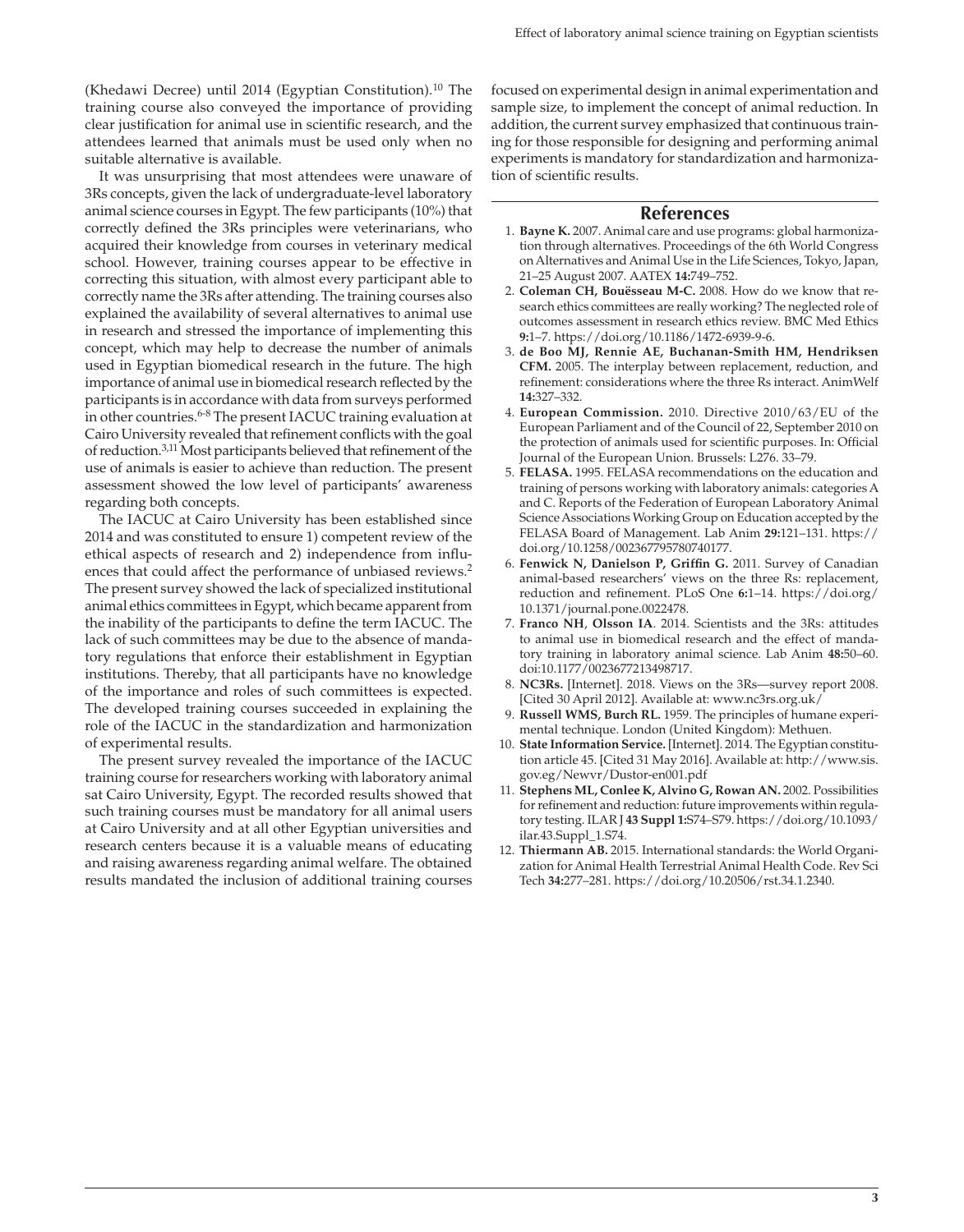(Khedawi Decree) until 2014 (Egyptian Constitution).[10] The training course also conveyed the importance of providing clear justification for animal use in scientific research, and the attendees learned that animals must be used only when no suitable alternative is available.

It was unsurprising that most attendees were unaware of 3Rs concepts, given the lack of undergraduate-level laboratory animal science courses in Egypt. The few participants (10%) that correctly defined the 3Rs principles were veterinarians, who acquired their knowledge from courses in veterinary medical school. However, training courses appear to be effective in correcting this situation, with almost every participant able to correctly name the 3Rs after attending. The training courses also explained the availability of several alternatives to animal use in research and stressed the importance of implementing this concept, which may help to decrease the number of animals used in Egyptian biomedical research in the future. The high importance of animal use in biomedical research reflected by the participants is in accordance with data from surveys performed in other countries.[6-8] The present IACUC training evaluation at Cairo University revealed that refinement conflicts with the goal of reduction.[3,11] Most participants believed that refinement of the use of animals is easier to achieve than reduction. The present assessment showed the low level of participants' awareness regarding both concepts.

The IACUC at Cairo University has been established since 2014 and was constituted to ensure 1) competent review of the ethical aspects of research and 2) independence from influences that could affect the performance of unbiased reviews.[2] The present survey showed the lack of specialized institutional animal ethics committees in Egypt, which became apparent from the inability of the participants to define the term IACUC. The lack of such committees may be due to the absence of mandatory regulations that enforce their establishment in Egyptian institutions. Thereby, that all participants have no knowledge of the importance and roles of such committees is expected. The developed training courses succeeded in explaining the role of the IACUC in the standardization and harmonization of experimental results.

The present survey revealed the importance of the IACUC training course for researchers working with laboratory animal sat Cairo University, Egypt. The recorded results showed that such training courses must be mandatory for all animal users at Cairo University and at all other Egyptian universities and research centers because it is a valuable means of educating and raising awareness regarding animal welfare. The obtained results mandated the inclusion of additional training courses focused on experimental design in animal experimentation and sample size, to implement the concept of animal reduction. In addition, the current survey emphasized that continuous training for those responsible for designing and performing animal experiments is mandatory for standardization and harmonization of scientific results.

## References

1. **Bayne K.** 2007. Animal care and use programs: global harmonization through alternatives. Proceedings of the 6th World Congress on Alternatives and Animal Use in the Life Sciences, Tokyo, Japan, 21–25 August 2007. AATEX **14:**749–752.
2. **Coleman CH, Bouësseau M-C.** 2008. How do we know that research ethics committees are really working? The neglected role of outcomes assessment in research ethics review. BMC Med Ethics **9:**1–7. https://doi.org/10.1186/1472-6939-9-6.
3. **de Boo MJ, Rennie AE, Buchanan-Smith HM, Hendriksen CFM.** 2005. The interplay between replacement, reduction, and refinement: considerations where the three Rs interact. AnimWelf **14:**327–332.
4. **European Commission.** 2010. Directive 2010/63/EU of the European Parliament and of the Council of 22, September 2010 on the protection of animals used for scientific purposes. In: Official Journal of the European Union. Brussels: L276. 33–79.
5. **FELASA.** 1995. FELASA recommendations on the education and training of persons working with laboratory animals: categories A and C. Reports of the Federation of European Laboratory Animal Science Associations Working Group on Education accepted by the FELASA Board of Management. Lab Anim **29:**121–131. https://doi.org/10.1258/002367795780740177.
6. **Fenwick N, Danielson P, Griffin G.** 2011. Survey of Canadian animal-based researchers' views on the three Rs: replacement, reduction and refinement. PLoS One **6:**1–14. https://doi.org/10.1371/journal.pone.0022478.
7. **Franco NH**, **Olsson IA**. 2014. Scientists and the 3Rs: attitudes to animal use in biomedical research and the effect of mandatory training in laboratory animal science. Lab Anim **48:**50–60. doi:10.1177/0023677213498717.
8. **NC3Rs.** [Internet]. 2018. Views on the 3Rs—survey report 2008. [Cited 30 April 2012]. Available at: www.nc3rs.org.uk/
9. **Russell WMS, Burch RL.** 1959. The principles of humane experimental technique. London (United Kingdom): Methuen.
10. **State Information Service.** [Internet]. 2014. The Egyptian constitution article 45. [Cited 31 May 2016]. Available at: http://www.sis.gov.eg/Newvr/Dustor-en001.pdf
11. **Stephens ML, Conlee K, Alvino G, Rowan AN.** 2002. Possibilities for refinement and reduction: future improvements within regulatory testing. ILAR J **43 Suppl 1:**S74–S79. https://doi.org/10.1093/ilar.43.Suppl_1.S74.
12. **Thiermann AB.** 2015. International standards: the World Organization for Animal Health Terrestrial Animal Health Code. Rev Sci Tech **34:**277–281. https://doi.org/10.20506/rst.34.1.2340.